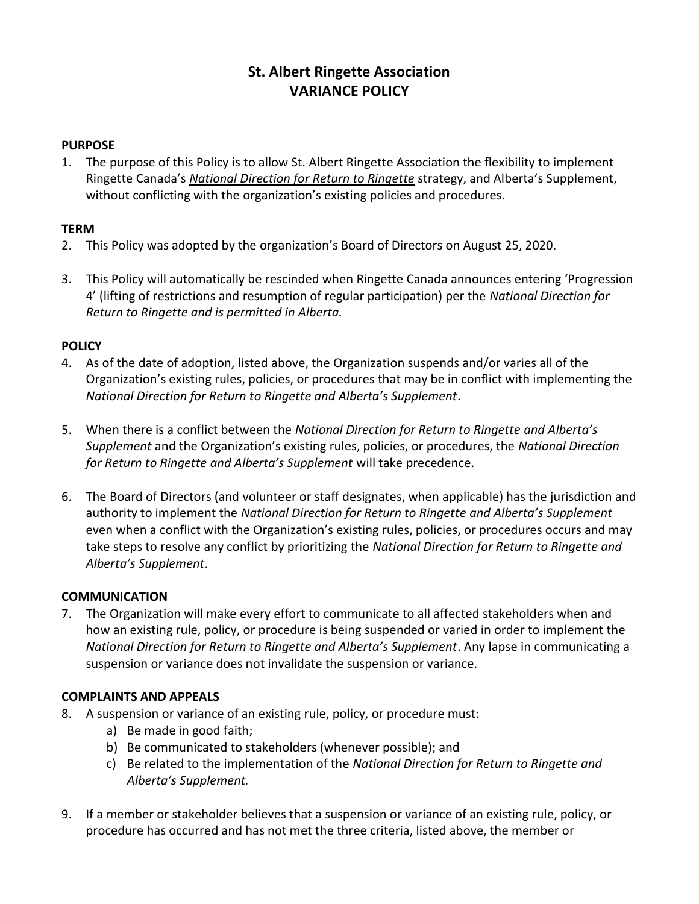# St. Albert Ringette Association
# VARIANCE POLICY

## PURPOSE

1. The purpose of this Policy is to allow St. Albert Ringette Association the flexibility to implement Ringette Canada's ***National Direction for Return to Ringette*** strategy, and Alberta's Supplement, without conflicting with the organization's existing policies and procedures.

## TERM

2. This Policy was adopted by the organization's Board of Directors on August 25, 2020.

3. This Policy will automatically be rescinded when Ringette Canada announces entering 'Progression 4' (lifting of restrictions and resumption of regular participation) per the *National Direction for Return to Ringette and is permitted in Alberta.*

## POLICY

4. As of the date of adoption, listed above, the Organization suspends and/or varies all of the Organization's existing rules, policies, or procedures that may be in conflict with implementing the *National Direction for Return to Ringette and Alberta's Supplement*.

5. When there is a conflict between the *National Direction for Return to Ringette and Alberta's Supplement* and the Organization's existing rules, policies, or procedures, the *National Direction for Return to Ringette and Alberta's Supplement* will take precedence.

6. The Board of Directors (and volunteer or staff designates, when applicable) has the jurisdiction and authority to implement the *National Direction for Return to Ringette and Alberta's Supplement* even when a conflict with the Organization's existing rules, policies, or procedures occurs and may take steps to resolve any conflict by prioritizing the *National Direction for Return to Ringette and Alberta's Supplement*.

## COMMUNICATION

7. The Organization will make every effort to communicate to all affected stakeholders when and how an existing rule, policy, or procedure is being suspended or varied in order to implement the *National Direction for Return to Ringette and Alberta's Supplement*. Any lapse in communicating a suspension or variance does not invalidate the suspension or variance.

## COMPLAINTS AND APPEALS

8. A suspension or variance of an existing rule, policy, or procedure must:
   a) Be made in good faith;
   b) Be communicated to stakeholders (whenever possible); and
   c) Be related to the implementation of the *National Direction for Return to Ringette and Alberta's Supplement.*

9. If a member or stakeholder believes that a suspension or variance of an existing rule, policy, or procedure has occurred and has not met the three criteria, listed above, the member or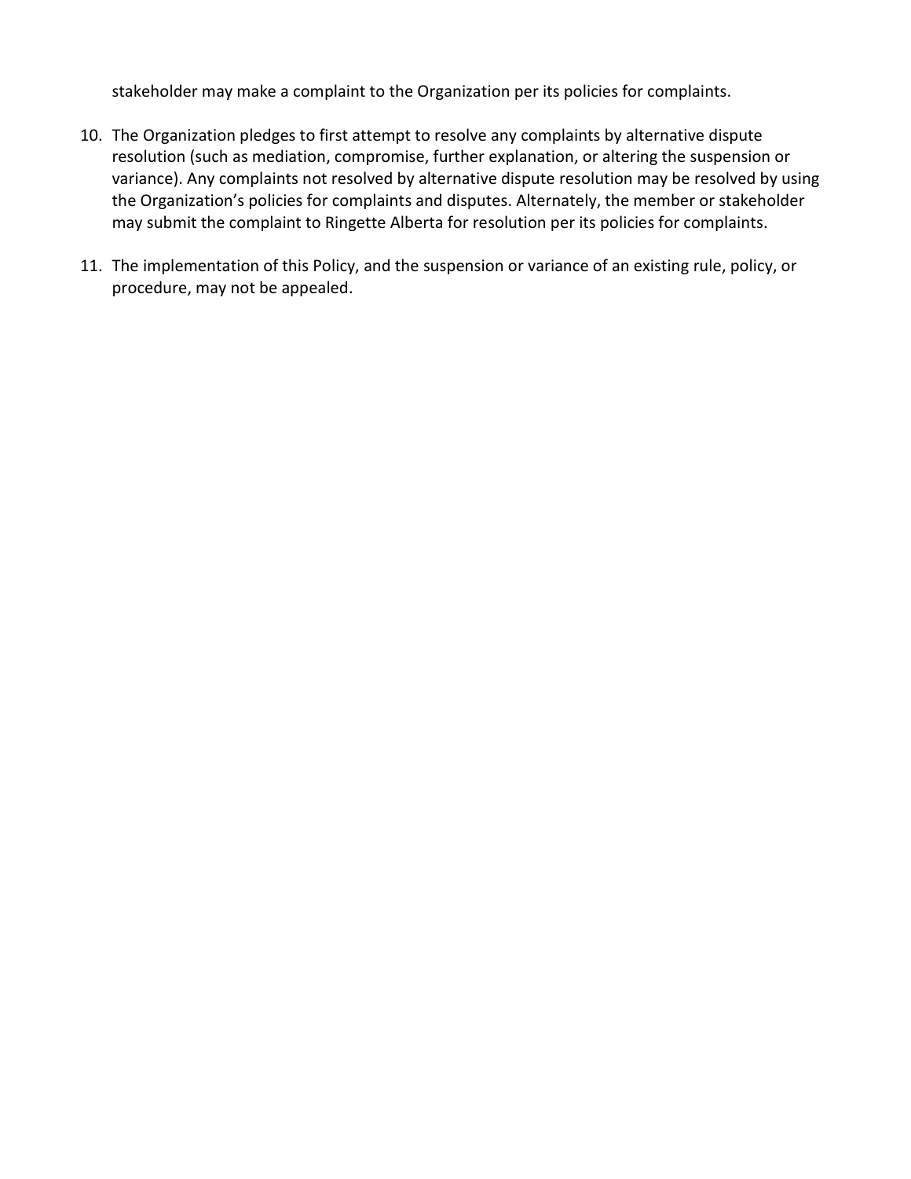stakeholder may make a complaint to the Organization per its policies for complaints.

10. The Organization pledges to first attempt to resolve any complaints by alternative dispute resolution (such as mediation, compromise, further explanation, or altering the suspension or variance). Any complaints not resolved by alternative dispute resolution may be resolved by using the Organization's policies for complaints and disputes. Alternately, the member or stakeholder may submit the complaint to Ringette Alberta for resolution per its policies for complaints.

11. The implementation of this Policy, and the suspension or variance of an existing rule, policy, or procedure, may not be appealed.